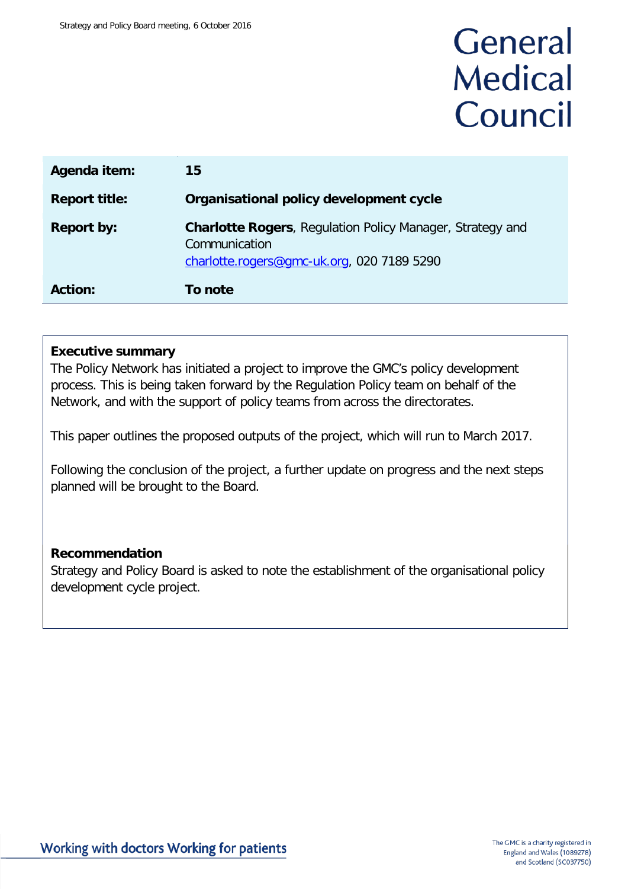# General Medical Council

| Agenda item: | 15 |
| --- | --- |
| Report title: | **Organisational policy development cycle** |
| Report by: | **Charlotte Rogers**, Regulation Policy Manager, Strategy and Communication<br>charlotte.rogers@gmc-uk.org, 020 7189 5290 |
| Action: | **To note** |

**Executive summary**

The Policy Network has initiated a project to improve the GMC's policy development process. This is being taken forward by the Regulation Policy team on behalf of the Network, and with the support of policy teams from across the directorates.

This paper outlines the proposed outputs of the project, which will run to March 2017.

Following the conclusion of the project, a further update on progress and the next steps planned will be brought to the Board.

**Recommendation**

Strategy and Policy Board is asked to note the establishment of the organisational policy development cycle project.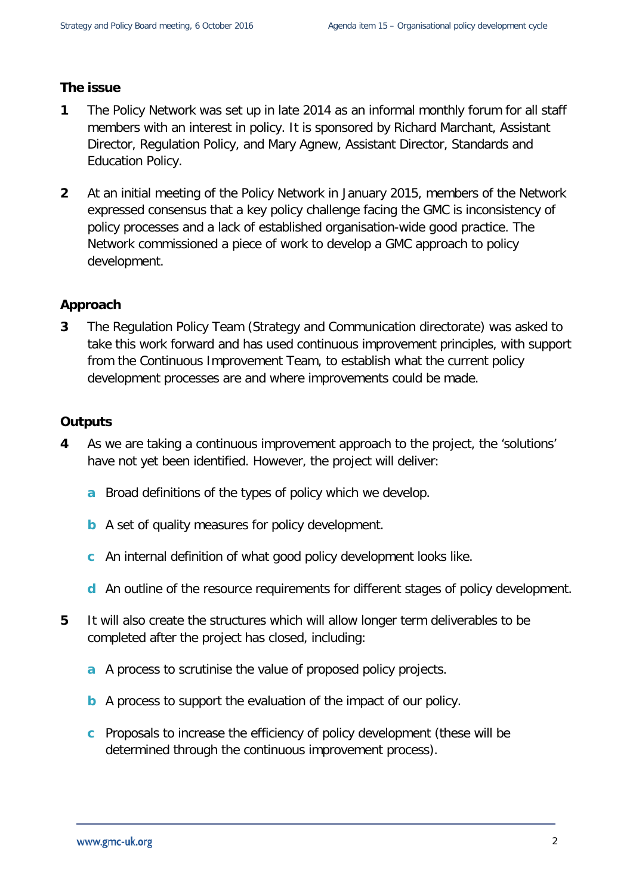## The issue

1 The Policy Network was set up in late 2014 as an informal monthly forum for all staff members with an interest in policy. It is sponsored by Richard Marchant, Assistant Director, Regulation Policy, and Mary Agnew, Assistant Director, Standards and Education Policy.

2 At an initial meeting of the Policy Network in January 2015, members of the Network expressed consensus that a key policy challenge facing the GMC is inconsistency of policy processes and a lack of established organisation-wide good practice. The Network commissioned a piece of work to develop a GMC approach to policy development.

## Approach

3 The Regulation Policy Team (Strategy and Communication directorate) was asked to take this work forward and has used continuous improvement principles, with support from the Continuous Improvement Team, to establish what the current policy development processes are and where improvements could be made.

## Outputs

4 As we are taking a continuous improvement approach to the project, the 'solutions' have not yet been identified. However, the project will deliver:

   a Broad definitions of the types of policy which we develop.

   b A set of quality measures for policy development.

   c An internal definition of what good policy development looks like.

   d An outline of the resource requirements for different stages of policy development.

5 It will also create the structures which will allow longer term deliverables to be completed after the project has closed, including:

   a A process to scrutinise the value of proposed policy projects.

   b A process to support the evaluation of the impact of our policy.

   c Proposals to increase the efficiency of policy development (these will be determined through the continuous improvement process).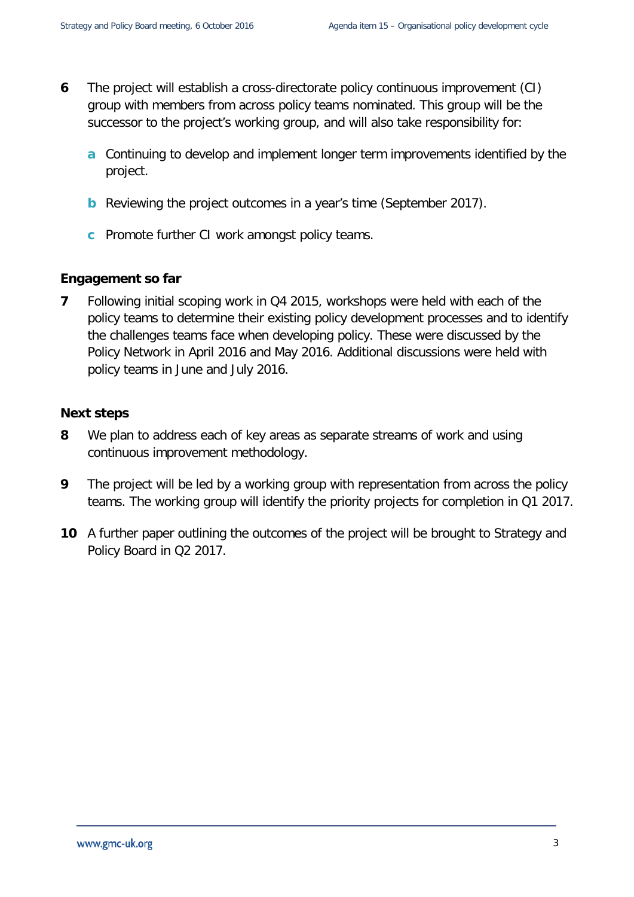**6** The project will establish a cross-directorate policy continuous improvement (CI) group with members from across policy teams nominated. This group will be the successor to the project's working group, and will also take responsibility for:

   **a** Continuing to develop and implement longer term improvements identified by the project.

   **b** Reviewing the project outcomes in a year's time (September 2017).

   **c** Promote further CI work amongst policy teams.

## Engagement so far

**7** Following initial scoping work in Q4 2015, workshops were held with each of the policy teams to determine their existing policy development processes and to identify the challenges teams face when developing policy. These were discussed by the Policy Network in April 2016 and May 2016. Additional discussions were held with policy teams in June and July 2016.

## Next steps

**8** We plan to address each of key areas as separate streams of work and using continuous improvement methodology.

**9** The project will be led by a working group with representation from across the policy teams. The working group will identify the priority projects for completion in Q1 2017.

**10** A further paper outlining the outcomes of the project will be brought to Strategy and Policy Board in Q2 2017.